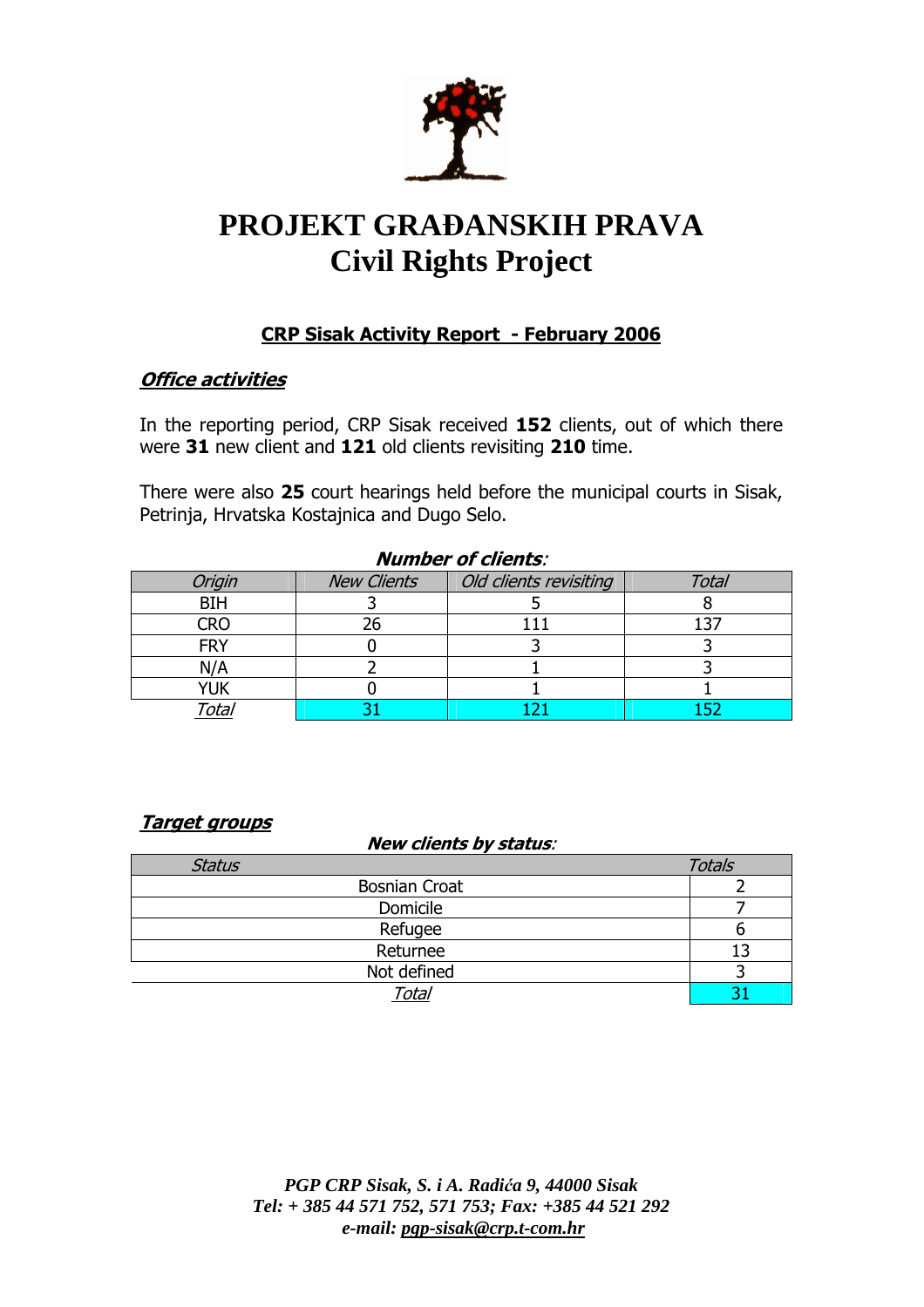# PROJEKT GRAĐANSKIH PRAVA
# Civil Rights Project

## CRP Sisak Activity Report - February 2006

### *Office activities*

In the reporting period, CRP Sisak received **152** clients, out of which there were **31** new client and **121** old clients revisiting **210** time.

There were also **25** court hearings held before the municipal courts in Sisak, Petrinja, Hrvatska Kostajnica and Dugo Selo.

***Number of clients*:**

| *Origin* | *New Clients* | *Old clients revisiting* | *Total* |
|---|---|---|---|
| BIH | 3 | 5 | 8 |
| CRO | 26 | 111 | 137 |
| FRY | 0 | 3 | 3 |
| N/A | 2 | 1 | 3 |
| YUK | 0 | 1 | 1 |
| *Total* | 31 | 121 | 152 |

### *Target groups*

***New clients by status*:**

| *Status* | *Totals* |
|---|---|
| Bosnian Croat | 2 |
| Domicile | 7 |
| Refugee | 6 |
| Returnee | 13 |
| Not defined | 3 |
| *Total* | 31 |

*PGP CRP Sisak, S. i A. Radića 9, 44000 Sisak*
*Tel: + 385 44 571 752, 571 753; Fax: +385 44 521 292*
*e-mail: pgp-sisak@crp.t-com.hr*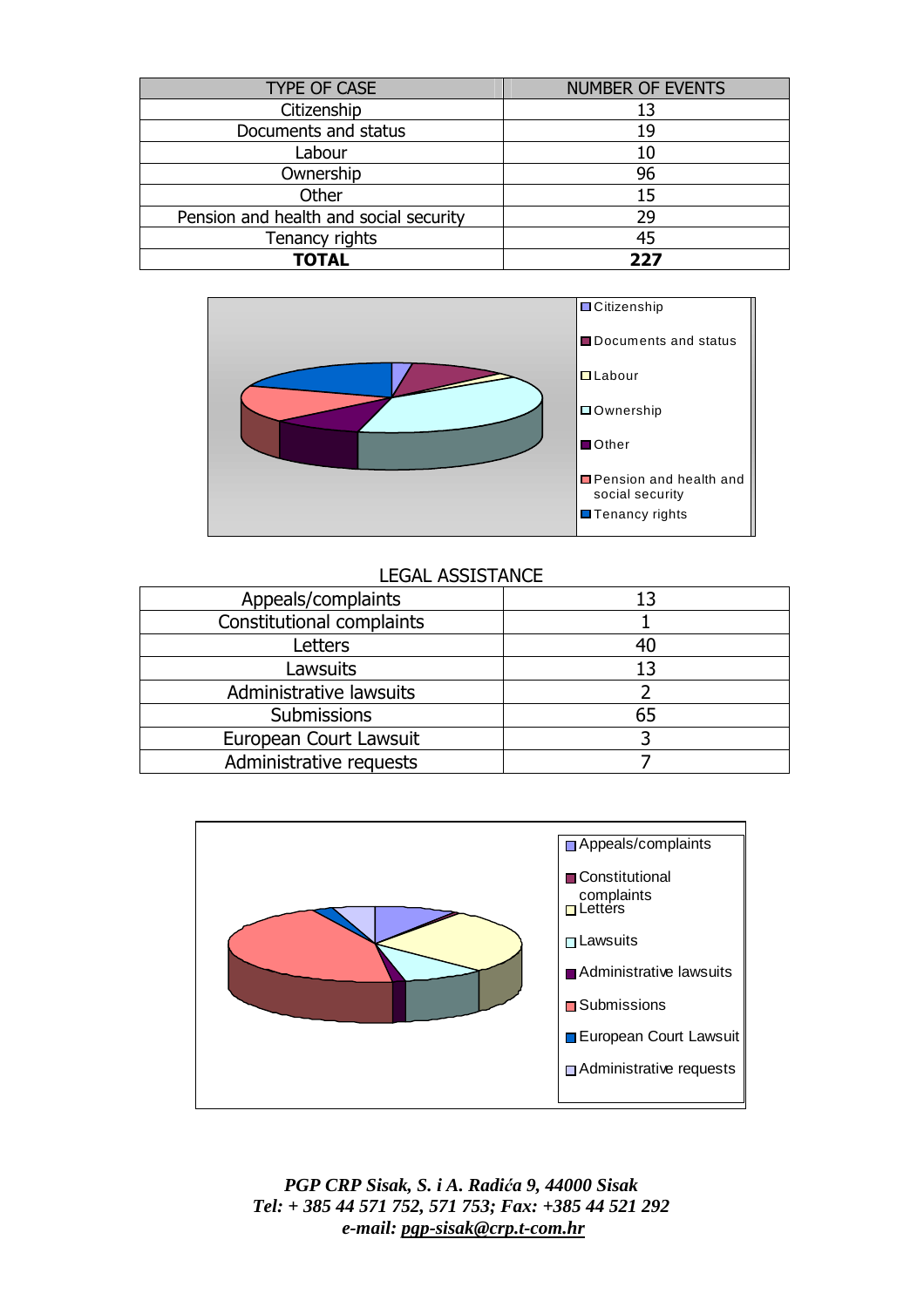| TYPE OF CASE | NUMBER OF EVENTS |
|---|---|
| Citizenship | 13 |
| Documents and status | 19 |
| Labour | 10 |
| Ownership | 96 |
| Other | 15 |
| Pension and health and social security | 29 |
| Tenancy rights | 45 |
| **TOTAL** | **227** |

LEGAL ASSISTANCE

| Type | Number |
|---|---|
| Appeals/complaints | 13 |
| Constitutional complaints | 1 |
| Letters | 40 |
| Lawsuits | 13 |
| Administrative lawsuits | 2 |
| Submissions | 65 |
| European Court Lawsuit | 3 |
| Administrative requests | 7 |

*PGP CRP Sisak, S. i A. Radića 9, 44000 Sisak*
*Tel: + 385 44 571 752, 571 753; Fax: +385 44 521 292*
*e-mail: pgp-sisak@crp.t-com.hr*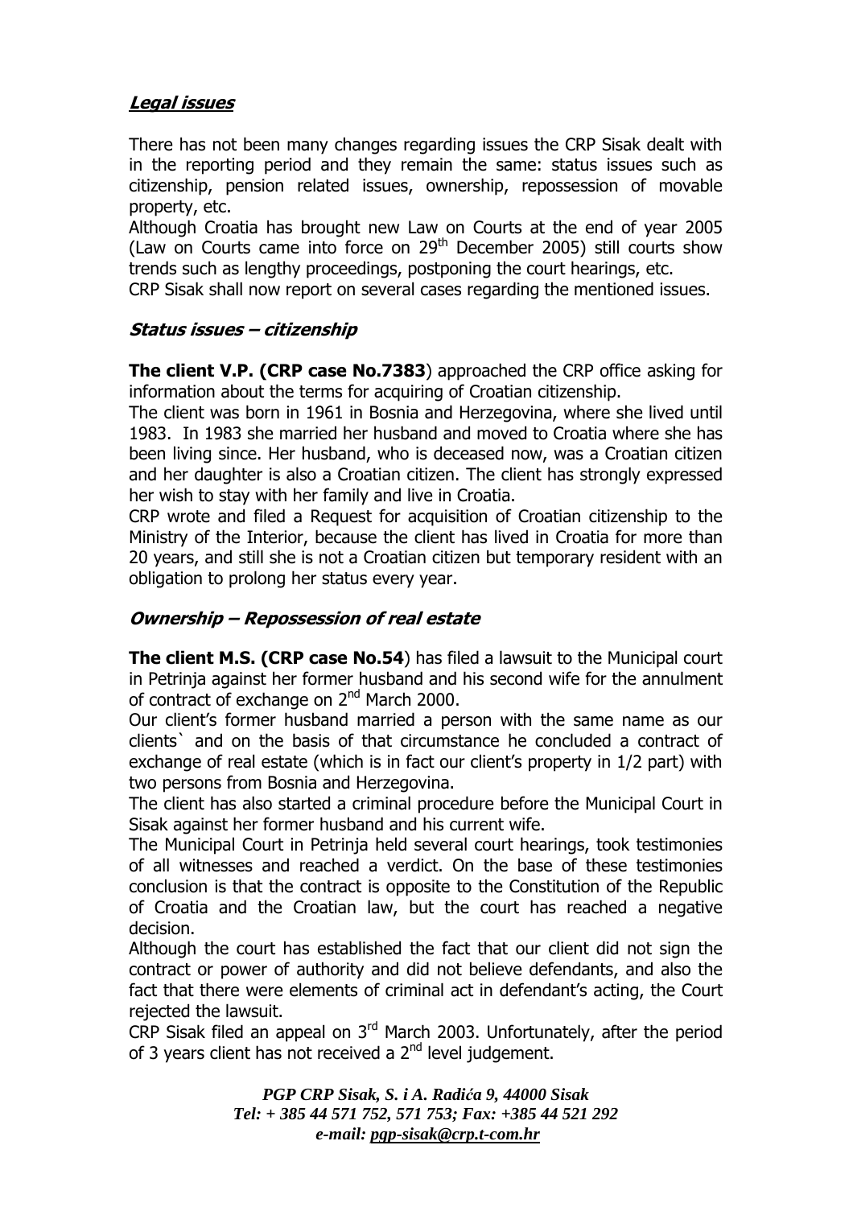## ***Legal issues***

There has not been many changes regarding issues the CRP Sisak dealt with in the reporting period and they remain the same: status issues such as citizenship, pension related issues, ownership, repossession of movable property, etc.

Although Croatia has brought new Law on Courts at the end of year 2005 (Law on Courts came into force on 29th December 2005) still courts show trends such as lengthy proceedings, postponing the court hearings, etc.

CRP Sisak shall now report on several cases regarding the mentioned issues.

### ***Status issues – citizenship***

**The client V.P. (CRP case No.7383**) approached the CRP office asking for information about the terms for acquiring of Croatian citizenship.

The client was born in 1961 in Bosnia and Herzegovina, where she lived until 1983. In 1983 she married her husband and moved to Croatia where she has been living since. Her husband, who is deceased now, was a Croatian citizen and her daughter is also a Croatian citizen. The client has strongly expressed her wish to stay with her family and live in Croatia.

CRP wrote and filed a Request for acquisition of Croatian citizenship to the Ministry of the Interior, because the client has lived in Croatia for more than 20 years, and still she is not a Croatian citizen but temporary resident with an obligation to prolong her status every year.

### ***Ownership – Repossession of real estate***

**The client M.S. (CRP case No.54**) has filed a lawsuit to the Municipal court in Petrinja against her former husband and his second wife for the annulment of contract of exchange on 2nd March 2000.

Our client's former husband married a person with the same name as our clients` and on the basis of that circumstance he concluded a contract of exchange of real estate (which is in fact our client's property in 1/2 part) with two persons from Bosnia and Herzegovina.

The client has also started a criminal procedure before the Municipal Court in Sisak against her former husband and his current wife.

The Municipal Court in Petrinja held several court hearings, took testimonies of all witnesses and reached a verdict. On the base of these testimonies conclusion is that the contract is opposite to the Constitution of the Republic of Croatia and the Croatian law, but the court has reached a negative decision.

Although the court has established the fact that our client did not sign the contract or power of authority and did not believe defendants, and also the fact that there were elements of criminal act in defendant's acting, the Court rejected the lawsuit.

CRP Sisak filed an appeal on 3rd March 2003. Unfortunately, after the period of 3 years client has not received a 2nd level judgement.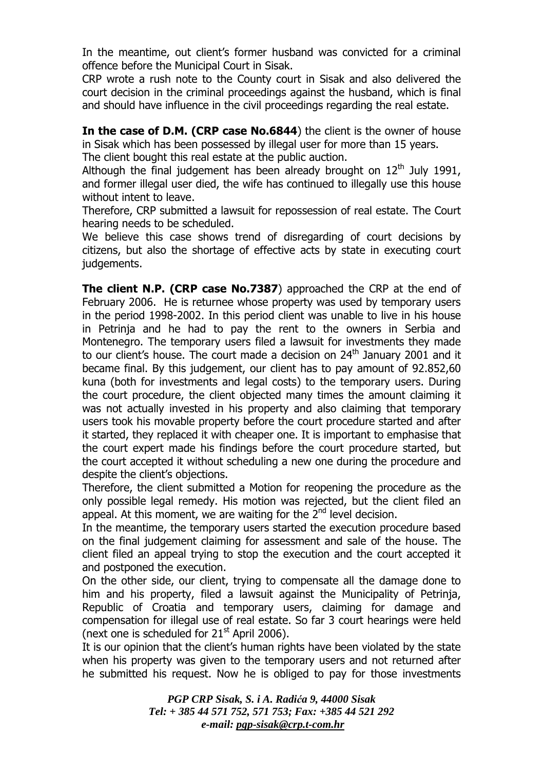In the meantime, out client's former husband was convicted for a criminal offence before the Municipal Court in Sisak.

CRP wrote a rush note to the County court in Sisak and also delivered the court decision in the criminal proceedings against the husband, which is final and should have influence in the civil proceedings regarding the real estate.

**In the case of D.M. (CRP case No.6844**) the client is the owner of house in Sisak which has been possessed by illegal user for more than 15 years. The client bought this real estate at the public auction.

Although the final judgement has been already brought on 12th July 1991, and former illegal user died, the wife has continued to illegally use this house without intent to leave.

Therefore, CRP submitted a lawsuit for repossession of real estate. The Court hearing needs to be scheduled.

We believe this case shows trend of disregarding of court decisions by citizens, but also the shortage of effective acts by state in executing court judgements.

**The client N.P. (CRP case No.7387**) approached the CRP at the end of February 2006. He is returnee whose property was used by temporary users in the period 1998-2002. In this period client was unable to live in his house in Petrinja and he had to pay the rent to the owners in Serbia and Montenegro. The temporary users filed a lawsuit for investments they made to our client's house. The court made a decision on 24th January 2001 and it became final. By this judgement, our client has to pay amount of 92.852,60 kuna (both for investments and legal costs) to the temporary users. During the court procedure, the client objected many times the amount claiming it was not actually invested in his property and also claiming that temporary users took his movable property before the court procedure started and after it started, they replaced it with cheaper one. It is important to emphasise that the court expert made his findings before the court procedure started, but the court accepted it without scheduling a new one during the procedure and despite the client's objections.

Therefore, the client submitted a Motion for reopening the procedure as the only possible legal remedy. His motion was rejected, but the client filed an appeal. At this moment, we are waiting for the 2nd level decision.

In the meantime, the temporary users started the execution procedure based on the final judgement claiming for assessment and sale of the house. The client filed an appeal trying to stop the execution and the court accepted it and postponed the execution.

On the other side, our client, trying to compensate all the damage done to him and his property, filed a lawsuit against the Municipality of Petrinja, Republic of Croatia and temporary users, claiming for damage and compensation for illegal use of real estate. So far 3 court hearings were held (next one is scheduled for 21st April 2006).

It is our opinion that the client's human rights have been violated by the state when his property was given to the temporary users and not returned after he submitted his request. Now he is obliged to pay for those investments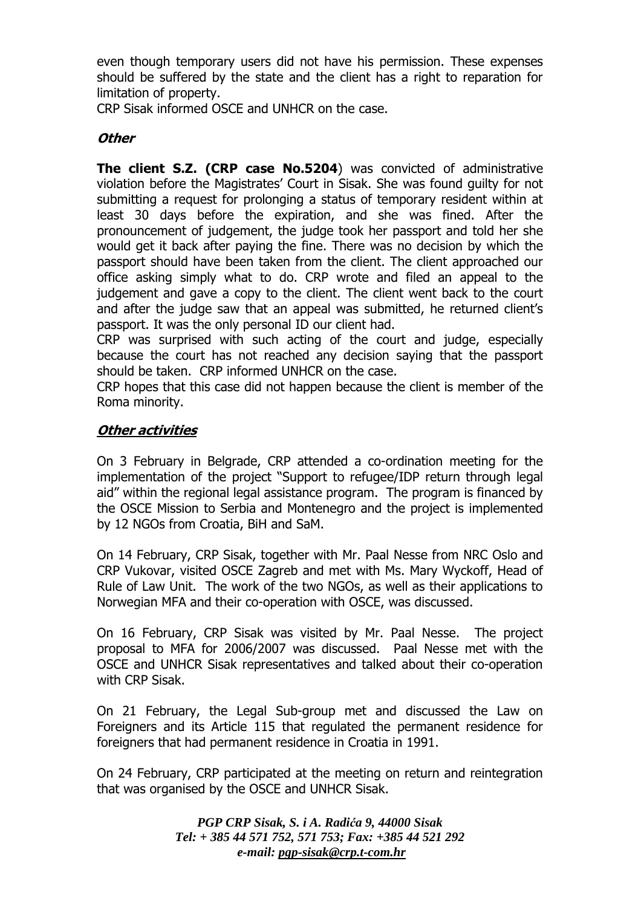even though temporary users did not have his permission. These expenses should be suffered by the state and the client has a right to reparation for limitation of property.

CRP Sisak informed OSCE and UNHCR on the case.

### *Other*

**The client S.Z. (CRP case No.5204**) was convicted of administrative violation before the Magistrates' Court in Sisak. She was found guilty for not submitting a request for prolonging a status of temporary resident within at least 30 days before the expiration, and she was fined. After the pronouncement of judgement, the judge took her passport and told her she would get it back after paying the fine. There was no decision by which the passport should have been taken from the client. The client approached our office asking simply what to do. CRP wrote and filed an appeal to the judgement and gave a copy to the client. The client went back to the court and after the judge saw that an appeal was submitted, he returned client's passport. It was the only personal ID our client had.

CRP was surprised with such acting of the court and judge, especially because the court has not reached any decision saying that the passport should be taken. CRP informed UNHCR on the case.

CRP hopes that this case did not happen because the client is member of the Roma minority.

## ***Other activities***

On 3 February in Belgrade, CRP attended a co-ordination meeting for the implementation of the project "Support to refugee/IDP return through legal aid" within the regional legal assistance program. The program is financed by the OSCE Mission to Serbia and Montenegro and the project is implemented by 12 NGOs from Croatia, BiH and SaM.

On 14 February, CRP Sisak, together with Mr. Paal Nesse from NRC Oslo and CRP Vukovar, visited OSCE Zagreb and met with Ms. Mary Wyckoff, Head of Rule of Law Unit. The work of the two NGOs, as well as their applications to Norwegian MFA and their co-operation with OSCE, was discussed.

On 16 February, CRP Sisak was visited by Mr. Paal Nesse. The project proposal to MFA for 2006/2007 was discussed. Paal Nesse met with the OSCE and UNHCR Sisak representatives and talked about their co-operation with CRP Sisak.

On 21 February, the Legal Sub-group met and discussed the Law on Foreigners and its Article 115 that regulated the permanent residence for foreigners that had permanent residence in Croatia in 1991.

On 24 February, CRP participated at the meeting on return and reintegration that was organised by the OSCE and UNHCR Sisak.